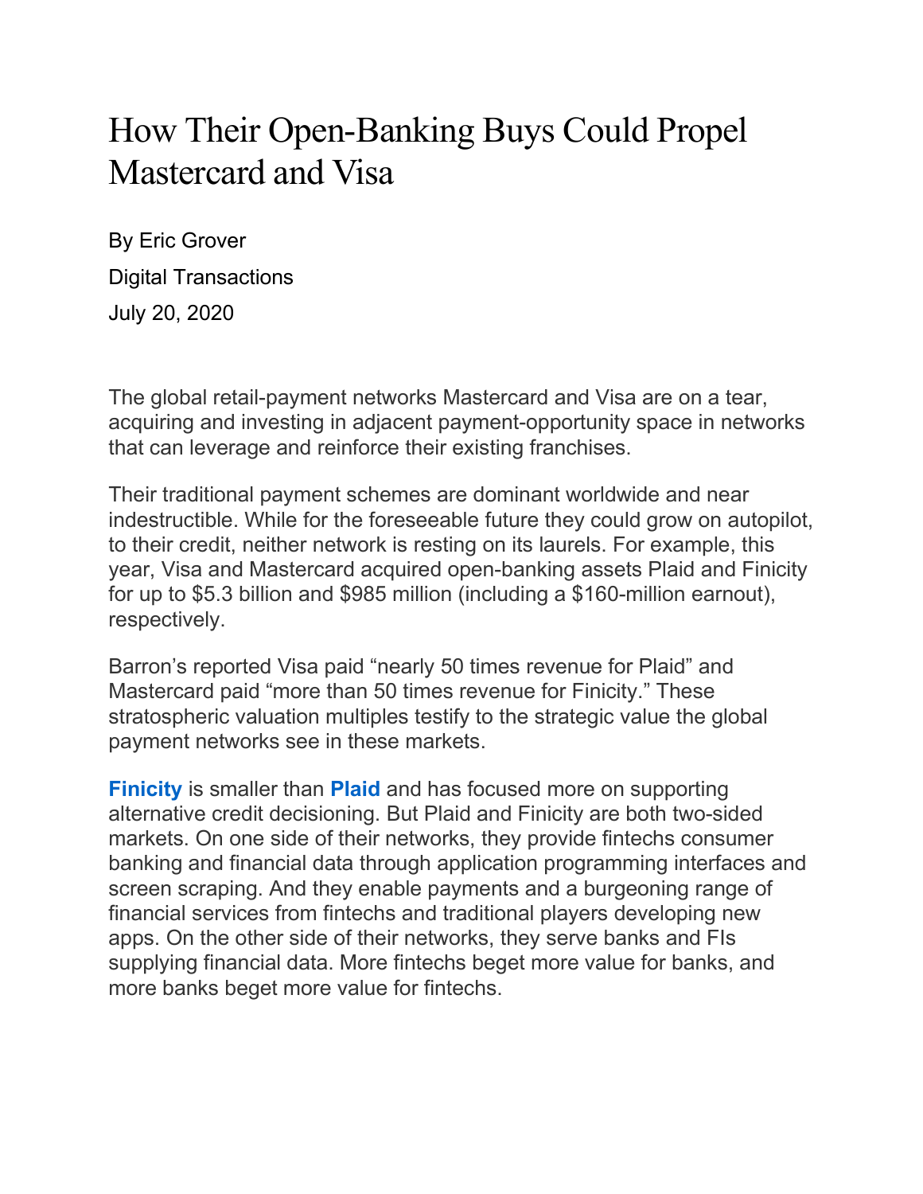# How Their Open-Banking Buys Could Propel Mastercard and Visa

By Eric Grover

Digital Transactions

July 20, 2020

The global retail-payment networks Mastercard and Visa are on a tear, acquiring and investing in adjacent payment-opportunity space in networks that can leverage and reinforce their existing franchises.

Their traditional payment schemes are dominant worldwide and near indestructible. While for the foreseeable future they could grow on autopilot, to their credit, neither network is resting on its laurels. For example, this year, Visa and Mastercard acquired open-banking assets Plaid and Finicity for up to $5.3 billion and $985 million (including a $160-million earnout), respectively.

Barron's reported Visa paid "nearly 50 times revenue for Plaid" and Mastercard paid "more than 50 times revenue for Finicity." These stratospheric valuation multiples testify to the strategic value the global payment networks see in these markets.

**Finicity** is smaller than **Plaid** and has focused more on supporting alternative credit decisioning. But Plaid and Finicity are both two-sided markets. On one side of their networks, they provide fintechs consumer banking and financial data through application programming interfaces and screen scraping. And they enable payments and a burgeoning range of financial services from fintechs and traditional players developing new apps. On the other side of their networks, they serve banks and FIs supplying financial data. More fintechs beget more value for banks, and more banks beget more value for fintechs.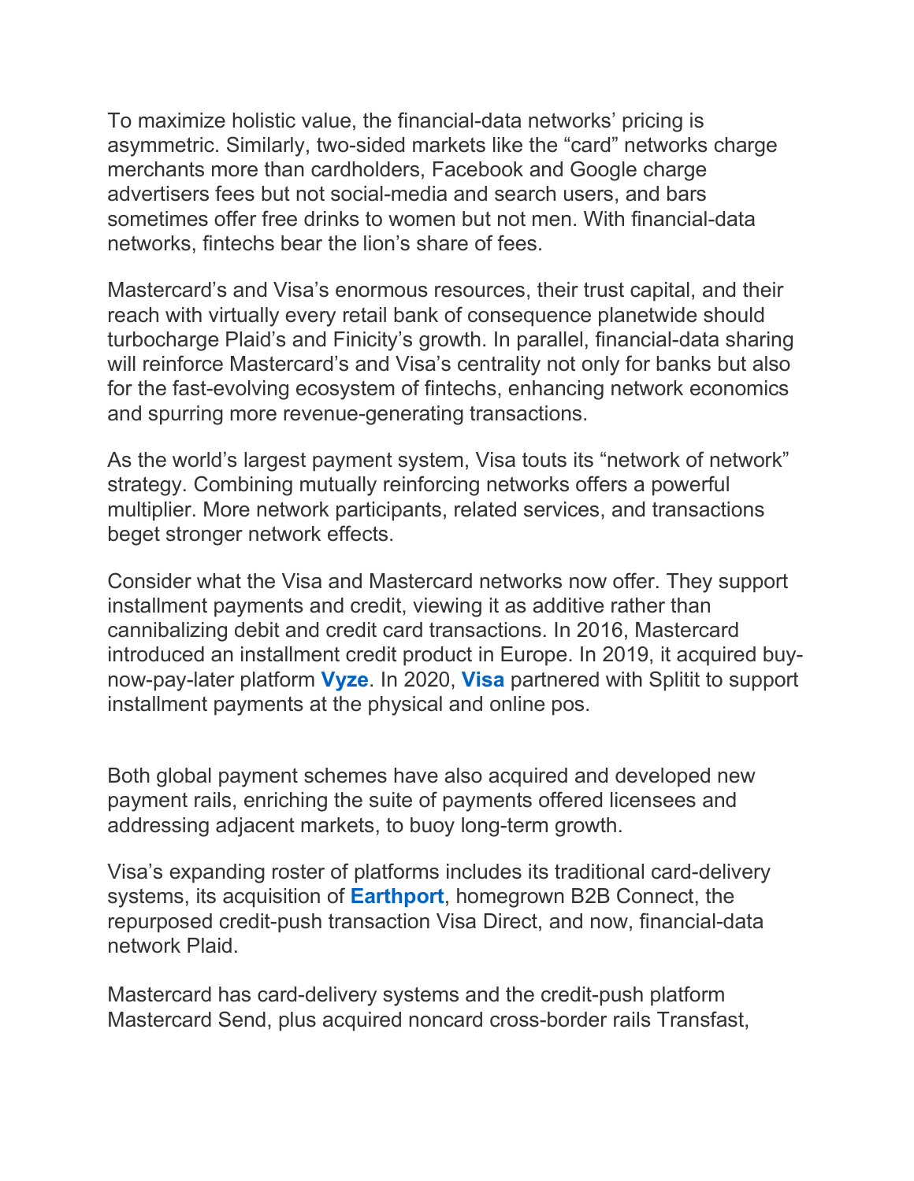To maximize holistic value, the financial-data networks' pricing is asymmetric. Similarly, two-sided markets like the "card" networks charge merchants more than cardholders, Facebook and Google charge advertisers fees but not social-media and search users, and bars sometimes offer free drinks to women but not men. With financial-data networks, fintechs bear the lion's share of fees.

Mastercard's and Visa's enormous resources, their trust capital, and their reach with virtually every retail bank of consequence planetwide should turbocharge Plaid's and Finicity's growth. In parallel, financial-data sharing will reinforce Mastercard's and Visa's centrality not only for banks but also for the fast-evolving ecosystem of fintechs, enhancing network economics and spurring more revenue-generating transactions.

As the world's largest payment system, Visa touts its "network of network" strategy. Combining mutually reinforcing networks offers a powerful multiplier. More network participants, related services, and transactions beget stronger network effects.

Consider what the Visa and Mastercard networks now offer. They support installment payments and credit, viewing it as additive rather than cannibalizing debit and credit card transactions. In 2016, Mastercard introduced an installment credit product in Europe. In 2019, it acquired buy-now-pay-later platform **Vyze**. In 2020, **Visa** partnered with Splitit to support installment payments at the physical and online pos.

Both global payment schemes have also acquired and developed new payment rails, enriching the suite of payments offered licensees and addressing adjacent markets, to buoy long-term growth.

Visa's expanding roster of platforms includes its traditional card-delivery systems, its acquisition of **Earthport**, homegrown B2B Connect, the repurposed credit-push transaction Visa Direct, and now, financial-data network Plaid.

Mastercard has card-delivery systems and the credit-push platform Mastercard Send, plus acquired noncard cross-border rails Transfast,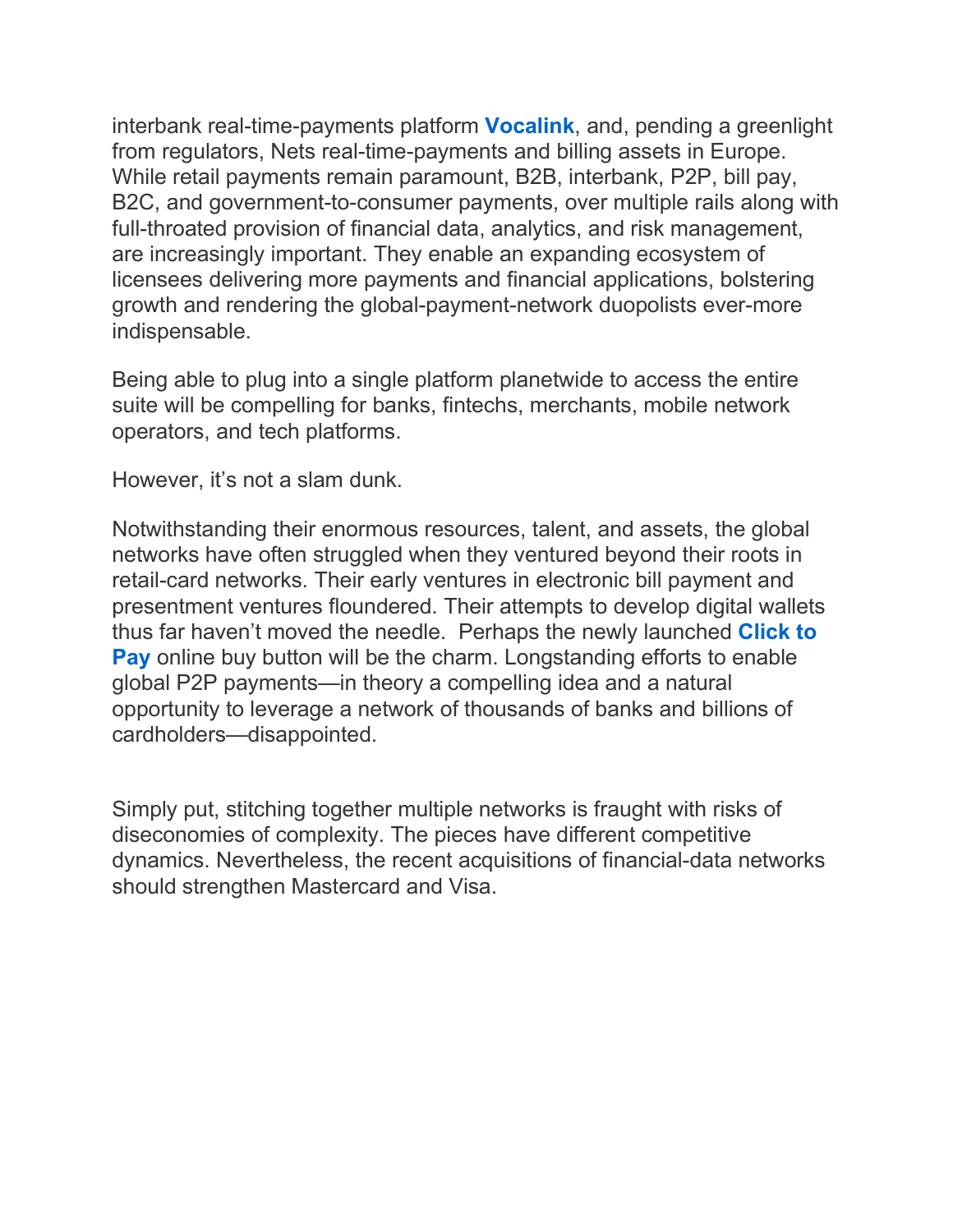interbank real-time-payments platform **Vocalink**, and, pending a greenlight from regulators, Nets real-time-payments and billing assets in Europe. While retail payments remain paramount, B2B, interbank, P2P, bill pay, B2C, and government-to-consumer payments, over multiple rails along with full-throated provision of financial data, analytics, and risk management, are increasingly important. They enable an expanding ecosystem of licensees delivering more payments and financial applications, bolstering growth and rendering the global-payment-network duopolists ever-more indispensable.

Being able to plug into a single platform planetwide to access the entire suite will be compelling for banks, fintechs, merchants, mobile network operators, and tech platforms.

However, it's not a slam dunk.

Notwithstanding their enormous resources, talent, and assets, the global networks have often struggled when they ventured beyond their roots in retail-card networks. Their early ventures in electronic bill payment and presentment ventures floundered. Their attempts to develop digital wallets thus far haven't moved the needle. Perhaps the newly launched **Click to Pay** online buy button will be the charm. Longstanding efforts to enable global P2P payments—in theory a compelling idea and a natural opportunity to leverage a network of thousands of banks and billions of cardholders—disappointed.

Simply put, stitching together multiple networks is fraught with risks of diseconomies of complexity. The pieces have different competitive dynamics. Nevertheless, the recent acquisitions of financial-data networks should strengthen Mastercard and Visa.